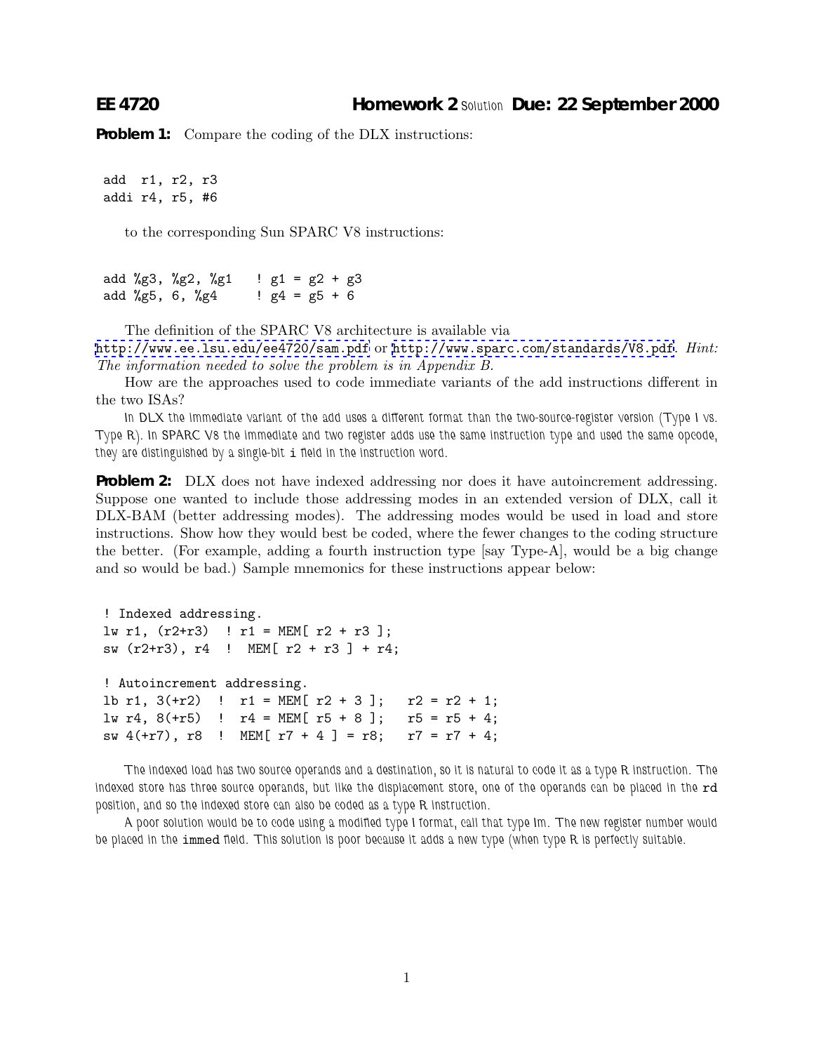**EE 4720** **Homework 2** Solution **Due: 22 September 2000**

**Problem 1:** Compare the coding of the DLX instructions:

```
add  r1, r2, r3
addi r4, r5, #6
```

to the corresponding Sun SPARC V8 instructions:

```
add %g3, %g2, %g1   ! g1 = g2 + g3
add %g5, 6, %g4     ! g4 = g5 + 6
```

The definition of the SPARC V8 architecture is available via http://www.ee.lsu.edu/ee4720/sam.pdf or http://www.sparc.com/standards/V8.pdf. *Hint: The information needed to solve the problem is in Appendix B.*

How are the approaches used to code immediate variants of the add instructions different in the two ISAs?

In DLX the immediate variant of the add uses a different format than the two-source-register version (Type I vs. Type R). In SPARC V8 the immediate and two register adds use the same instruction type and used the same opcode, they are distinguished by a single-bit `i` field in the instruction word.

**Problem 2:** DLX does not have indexed addressing nor does it have autoincrement addressing. Suppose one wanted to include those addressing modes in an extended version of DLX, call it DLX-BAM (better addressing modes). The addressing modes would be used in load and store instructions. Show how they would best be coded, where the fewer changes to the coding structure the better. (For example, adding a fourth instruction type [say Type-A], would be a big change and so would be bad.) Sample mnemonics for these instructions appear below:

```
! Indexed addressing.
lw r1, (r2+r3)  ! r1 = MEM[ r2 + r3 ];
sw (r2+r3), r4  !  MEM[ r2 + r3 ] + r4;

! Autoincrement addressing.
lb r1, 3(+r2)  !  r1 = MEM[ r2 + 3 ];   r2 = r2 + 1;
lw r4, 8(+r5)  !  r4 = MEM[ r5 + 8 ];   r5 = r5 + 4;
sw 4(+r7), r8  !  MEM[ r7 + 4 ] = r8;   r7 = r7 + 4;
```

The indexed load has two source operands and a destination, so it is natural to code it as a type R instruction. The indexed store has three source operands, but like the displacement store, one of the operands can be placed in the `rd` position, and so the indexed store can also be coded as a type R instruction.

A poor solution would be to code using a modified type I format, call that type Im. The new register number would be placed in the `immed` field. This solution is poor because it adds a new type (when type R is perfectly suitable.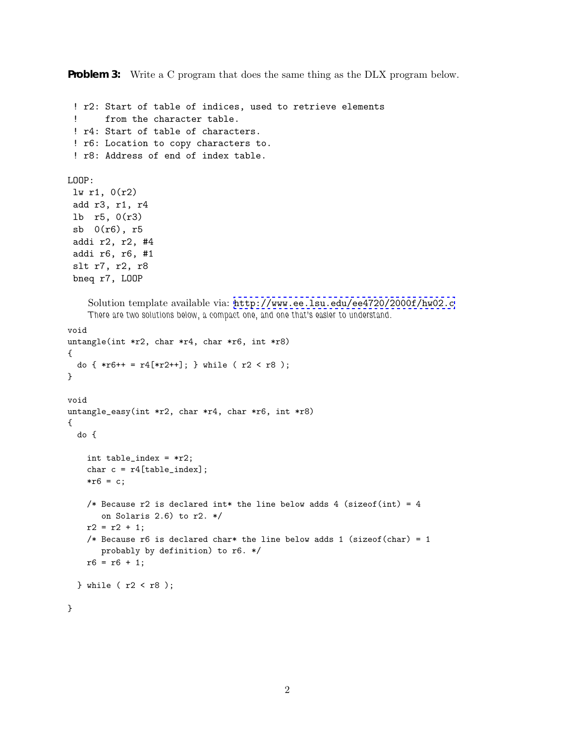**Problem 3:** Write a C program that does the same thing as the DLX program below.

```
 ! r2: Start of table of indices, used to retrieve elements
 !     from the character table.
 ! r4: Start of table of characters.
 ! r6: Location to copy characters to.
 ! r8: Address of end of index table.

LOOP:
 lw r1, 0(r2)
 add r3, r1, r4
 lb  r5, 0(r3)
 sb  0(r6), r5
 addi r2, r2, #4
 addi r6, r6, #1
 slt r7, r2, r8
 bneq r7, LOOP
```

Solution template available via: http://www.ee.lsu.edu/ee4720/2000f/hw02.c

*There are two solutions below, a compact one, and one that's easier to understand.*

```
void
untangle(int *r2, char *r4, char *r6, int *r8)
{
  do { *r6++ = r4[*r2++]; } while ( r2 < r8 );
}

void
untangle_easy(int *r2, char *r4, char *r6, int *r8)
{
  do {

    int table_index = *r2;
    char c = r4[table_index];
    *r6 = c;

    /* Because r2 is declared int* the line below adds 4 (sizeof(int) = 4
       on Solaris 2.6) to r2. */
    r2 = r2 + 1;
    /* Because r6 is declared char* the line below adds 1 (sizeof(char) = 1
       probably by definition) to r6. */
    r6 = r6 + 1;

  } while ( r2 < r8 );

}
```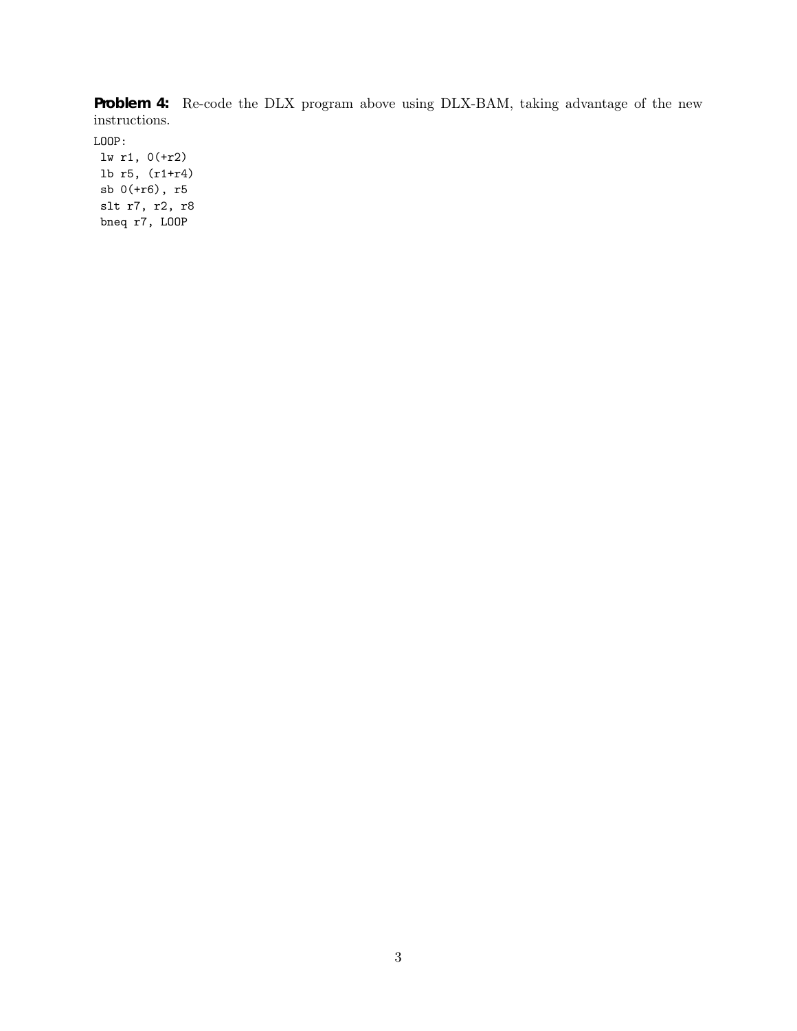**Problem 4:** Re-code the DLX program above using DLX-BAM, taking advantage of the new instructions.

```
LOOP:
 lw r1, 0(+r2)
 lb r5, (r1+r4)
 sb 0(+r6), r5
 slt r7, r2, r8
 bneq r7, LOOP
```